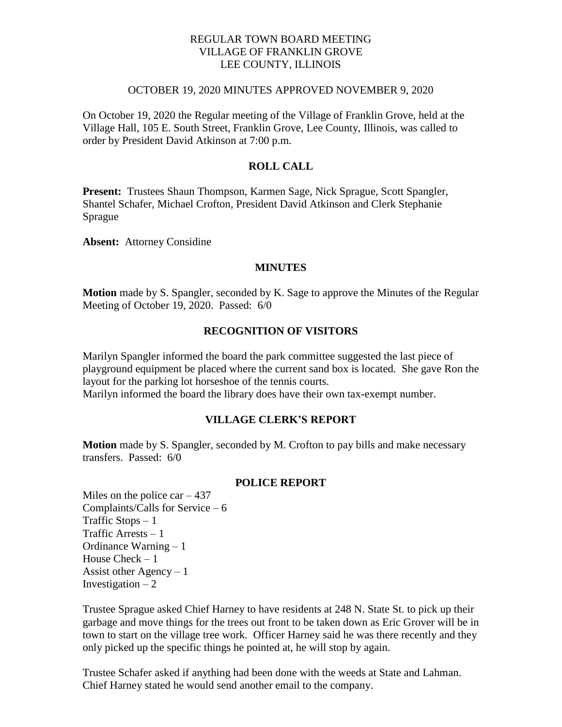REGULAR TOWN BOARD MEETING
VILLAGE OF FRANKLIN GROVE
LEE COUNTY, ILLINOIS

OCTOBER 19, 2020 MINUTES APPROVED NOVEMBER 9, 2020

On October 19, 2020 the Regular meeting of the Village of Franklin Grove, held at the Village Hall, 105 E. South Street, Franklin Grove, Lee County, Illinois, was called to order by President David Atkinson at 7:00 p.m.

## ROLL CALL

**Present:** Trustees Shaun Thompson, Karmen Sage, Nick Sprague, Scott Spangler, Shantel Schafer, Michael Crofton, President David Atkinson and Clerk Stephanie Sprague

**Absent:** Attorney Considine

## MINUTES

**Motion** made by S. Spangler, seconded by K. Sage to approve the Minutes of the Regular Meeting of October 19, 2020. Passed: 6/0

## RECOGNITION OF VISITORS

Marilyn Spangler informed the board the park committee suggested the last piece of playground equipment be placed where the current sand box is located. She gave Ron the layout for the parking lot horseshoe of the tennis courts.
Marilyn informed the board the library does have their own tax-exempt number.

## VILLAGE CLERK'S REPORT

**Motion** made by S. Spangler, seconded by M. Crofton to pay bills and make necessary transfers. Passed: 6/0

## POLICE REPORT

Miles on the police car – 437
Complaints/Calls for Service – 6
Traffic Stops – 1
Traffic Arrests – 1
Ordinance Warning – 1
House Check – 1
Assist other Agency – 1
Investigation – 2

Trustee Sprague asked Chief Harney to have residents at 248 N. State St. to pick up their garbage and move things for the trees out front to be taken down as Eric Grover will be in town to start on the village tree work. Officer Harney said he was there recently and they only picked up the specific things he pointed at, he will stop by again.

Trustee Schafer asked if anything had been done with the weeds at State and Lahman. Chief Harney stated he would send another email to the company.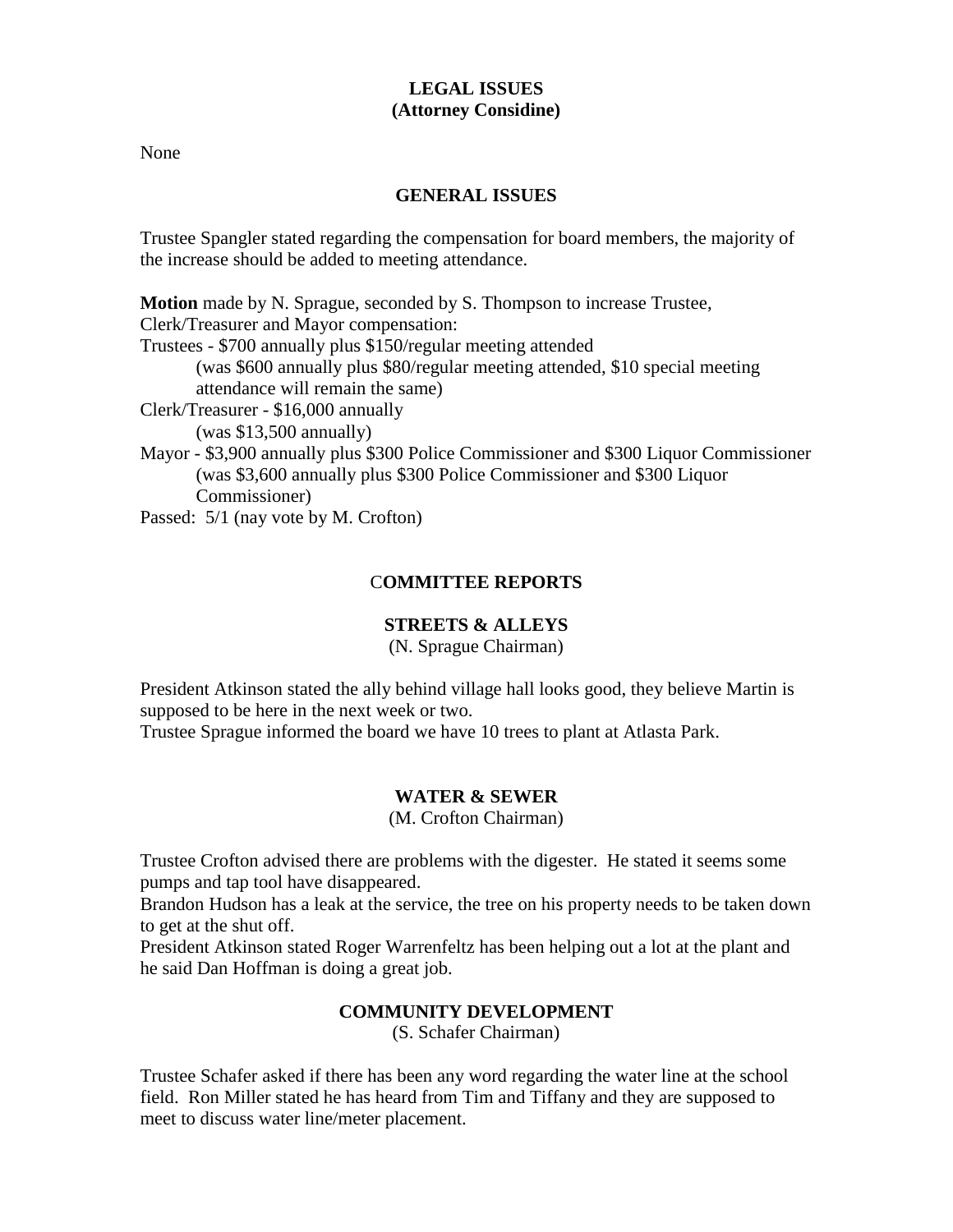## LEGAL ISSUES
## (Attorney Considine)

None

## GENERAL ISSUES

Trustee Spangler stated regarding the compensation for board members, the majority of the increase should be added to meeting attendance.

**Motion** made by N. Sprague, seconded by S. Thompson to increase Trustee, Clerk/Treasurer and Mayor compensation:

Trustees - $700 annually plus $150/regular meeting attended
    (was $600 annually plus $80/regular meeting attended, $10 special meeting attendance will remain the same)

Clerk/Treasurer - $16,000 annually
    (was $13,500 annually)

Mayor - $3,900 annually plus $300 Police Commissioner and $300 Liquor Commissioner
    (was $3,600 annually plus $300 Police Commissioner and $300 Liquor Commissioner)

Passed: 5/1 (nay vote by M. Crofton)

## COMMITTEE REPORTS

### STREETS & ALLEYS
(N. Sprague Chairman)

President Atkinson stated the ally behind village hall looks good, they believe Martin is supposed to be here in the next week or two.
Trustee Sprague informed the board we have 10 trees to plant at Atlasta Park.

### WATER & SEWER
(M. Crofton Chairman)

Trustee Crofton advised there are problems with the digester. He stated it seems some pumps and tap tool have disappeared.
Brandon Hudson has a leak at the service, the tree on his property needs to be taken down to get at the shut off.
President Atkinson stated Roger Warrenfeltz has been helping out a lot at the plant and he said Dan Hoffman is doing a great job.

### COMMUNITY DEVELOPMENT
(S. Schafer Chairman)

Trustee Schafer asked if there has been any word regarding the water line at the school field. Ron Miller stated he has heard from Tim and Tiffany and they are supposed to meet to discuss water line/meter placement.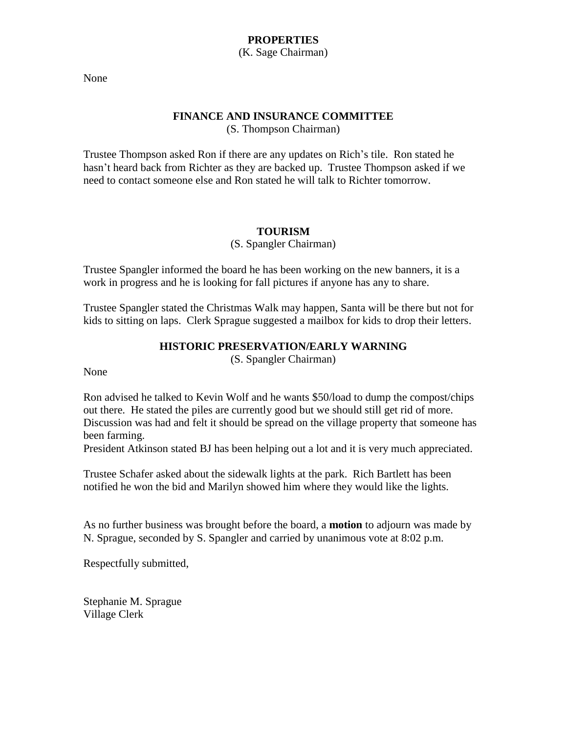## PROPERTIES

(K. Sage Chairman)

None

## FINANCE AND INSURANCE COMMITTEE

(S. Thompson Chairman)

Trustee Thompson asked Ron if there are any updates on Rich's tile. Ron stated he hasn't heard back from Richter as they are backed up. Trustee Thompson asked if we need to contact someone else and Ron stated he will talk to Richter tomorrow.

## TOURISM

(S. Spangler Chairman)

Trustee Spangler informed the board he has been working on the new banners, it is a work in progress and he is looking for fall pictures if anyone has any to share.

Trustee Spangler stated the Christmas Walk may happen, Santa will be there but not for kids to sitting on laps. Clerk Sprague suggested a mailbox for kids to drop their letters.

## HISTORIC PRESERVATION/EARLY WARNING

(S. Spangler Chairman)

None

Ron advised he talked to Kevin Wolf and he wants $50/load to dump the compost/chips out there. He stated the piles are currently good but we should still get rid of more. Discussion was had and felt it should be spread on the village property that someone has been farming.
President Atkinson stated BJ has been helping out a lot and it is very much appreciated.

Trustee Schafer asked about the sidewalk lights at the park. Rich Bartlett has been notified he won the bid and Marilyn showed him where they would like the lights.

As no further business was brought before the board, a **motion** to adjourn was made by N. Sprague, seconded by S. Spangler and carried by unanimous vote at 8:02 p.m.

Respectfully submitted,

Stephanie M. Sprague
Village Clerk